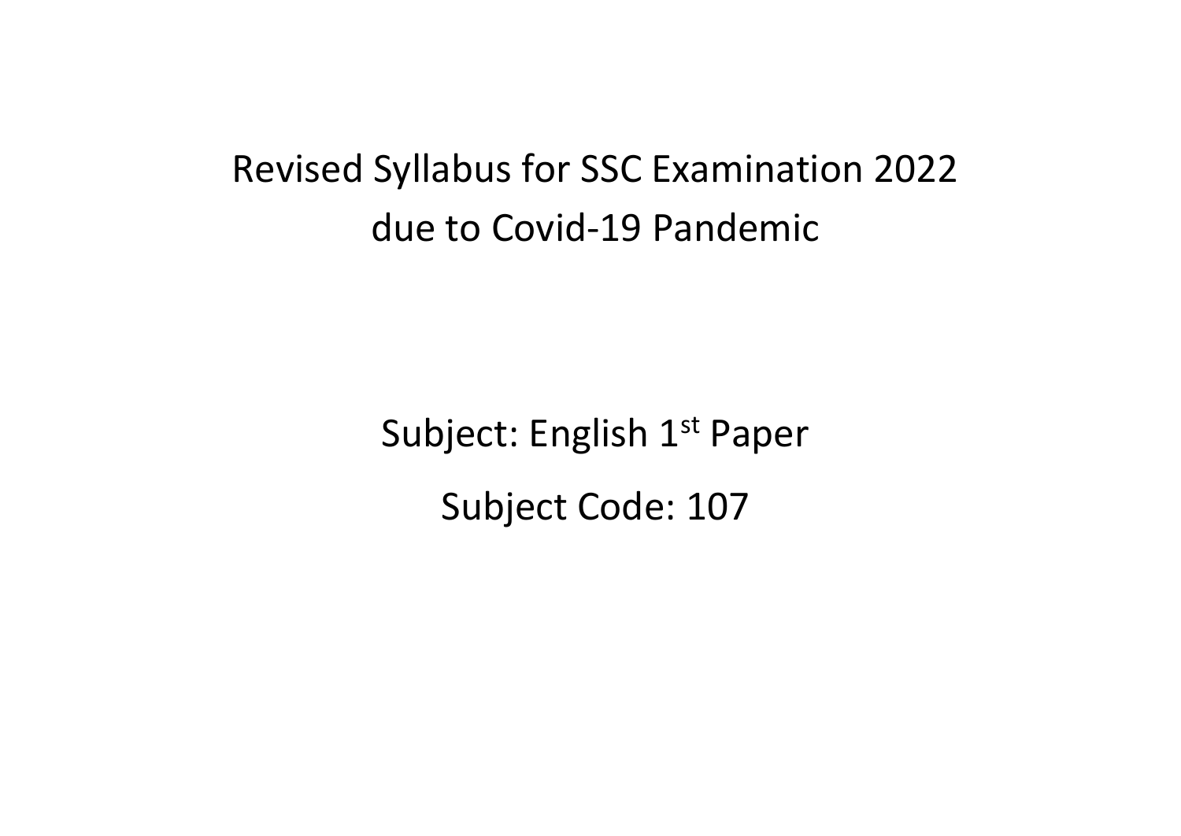# Revised Syllabus for SSC Examination 2022 due to Covid-19 Pandemic

## Subject: English 1st Paper

## Subject Code: 107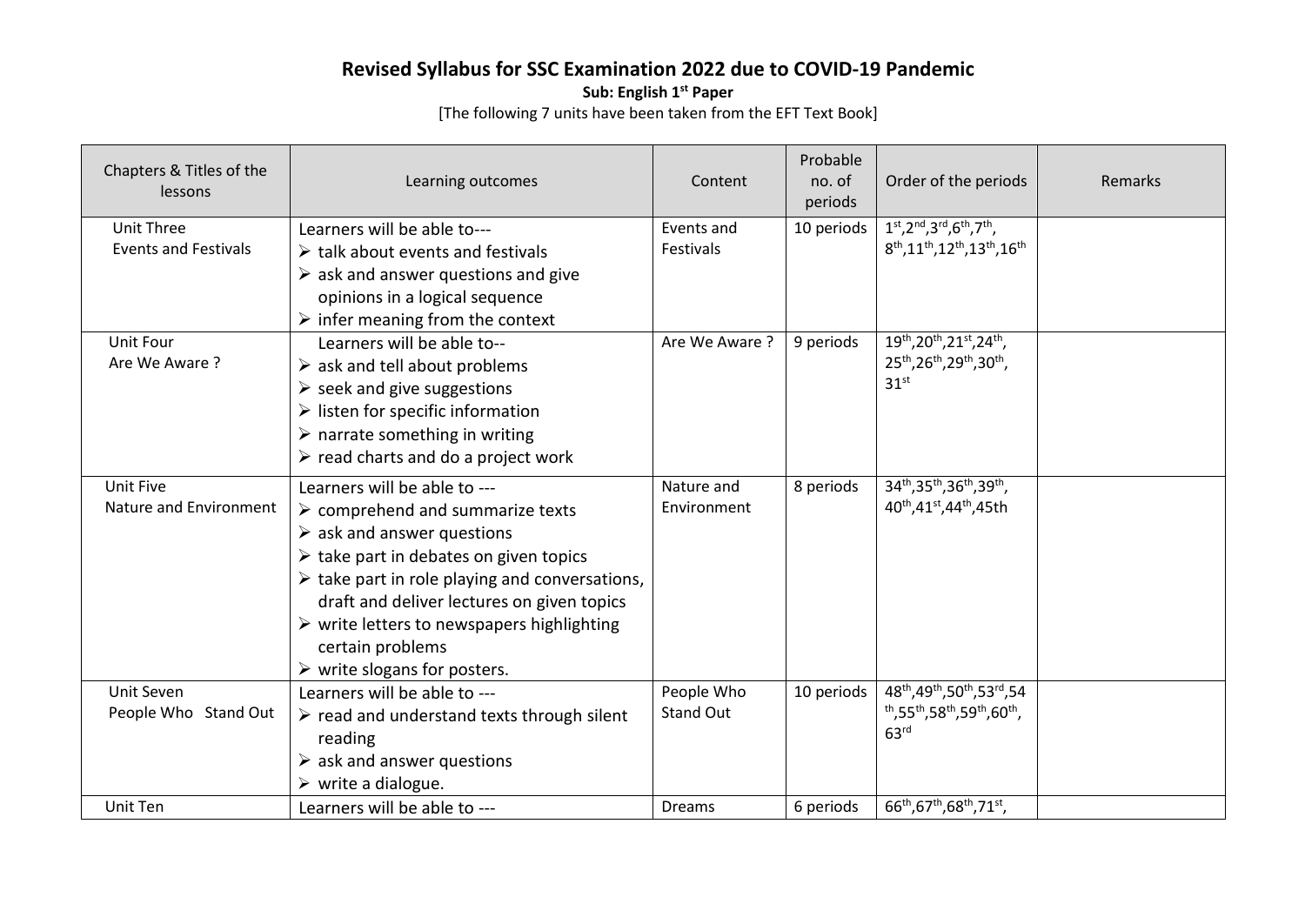# Revised Syllabus for SSC Examination 2022 due to COVID-19 Pandemic

**Sub: English 1st Paper**

[The following 7 units have been taken from the EFT Text Book]

| Chapters & Titles of the lessons | Learning outcomes | Content | Probable no. of periods | Order of the periods | Remarks |
|---|---|---|---|---|---|
| Unit Three<br>Events and Festivals | Learners will be able to---<br>➢ talk about events and festivals<br>➢ ask and answer questions and give opinions in a logical sequence<br>➢ infer meaning from the context | Events and Festivals | 10 periods | 1st,2nd,3rd,6th,7th, 8th,11th,12th,13th,16th | |
| Unit Four<br>Are We Aware ? | Learners will be able to--<br>➢ ask and tell about problems<br>➢ seek and give suggestions<br>➢ listen for specific information<br>➢ narrate something in writing<br>➢ read charts and do a project work | Are We Aware ? | 9 periods | 19th,20th,21st,24th, 25th,26th,29th,30th, 31st | |
| Unit Five<br>Nature and Environment | Learners will be able to ---<br>➢ comprehend and summarize texts<br>➢ ask and answer questions<br>➢ take part in debates on given topics<br>➢ take part in role playing and conversations, draft and deliver lectures on given topics<br>➢ write letters to newspapers highlighting certain problems<br>➢ write slogans for posters. | Nature and Environment | 8 periods | 34th,35th,36th,39th, 40th,41st,44th,45th | |
| Unit Seven<br>People Who Stand Out | Learners will be able to ---<br>➢ read and understand texts through silent reading<br>➢ ask and answer questions<br>➢ write a dialogue. | People Who Stand Out | 10 periods | 48th,49th,50th,53rd,54th,55th,58th,59th,60th, 63rd | |
| Unit Ten | Learners will be able to --- | Dreams | 6 periods | 66th,67th,68th,71st, | |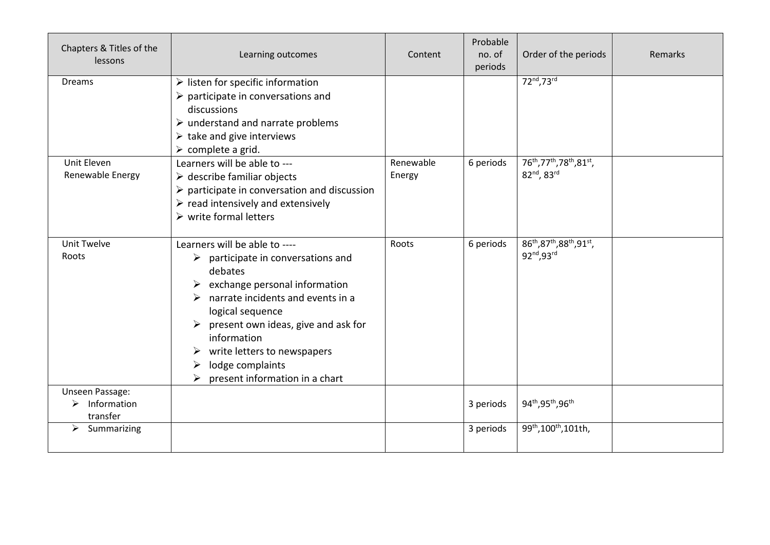| Chapters & Titles of the lessons | Learning outcomes | Content | Probable no. of periods | Order of the periods | Remarks |
|---|---|---|---|---|---|
| Dreams | ➢ listen for specific information<br>➢ participate in conversations and discussions<br>➢ understand and narrate problems<br>➢ take and give interviews<br>➢ complete a grid. | | | 72nd,73rd | |
| Unit Eleven<br>Renewable Energy | Learners will be able to ---<br>➢ describe familiar objects<br>➢ participate in conversation and discussion<br>➢ read intensively and extensively<br>➢ write formal letters | Renewable Energy | 6 periods | 76th,77th,78th,81st, 82nd, 83rd | |
| Unit Twelve<br>Roots | Learners will be able to ----<br>➢ participate in conversations and debates<br>➢ exchange personal information<br>➢ narrate incidents and events in a logical sequence<br>➢ present own ideas, give and ask for information<br>➢ write letters to newspapers<br>➢ lodge complaints<br>➢ present information in a chart | Roots | 6 periods | 86th,87th,88th,91st, 92nd,93rd | |
| Unseen Passage:<br>➢ Information transfer | | | 3 periods | 94th,95th,96th | |
| ➢ Summarizing | | | 3 periods | 99th,100th,101th, | |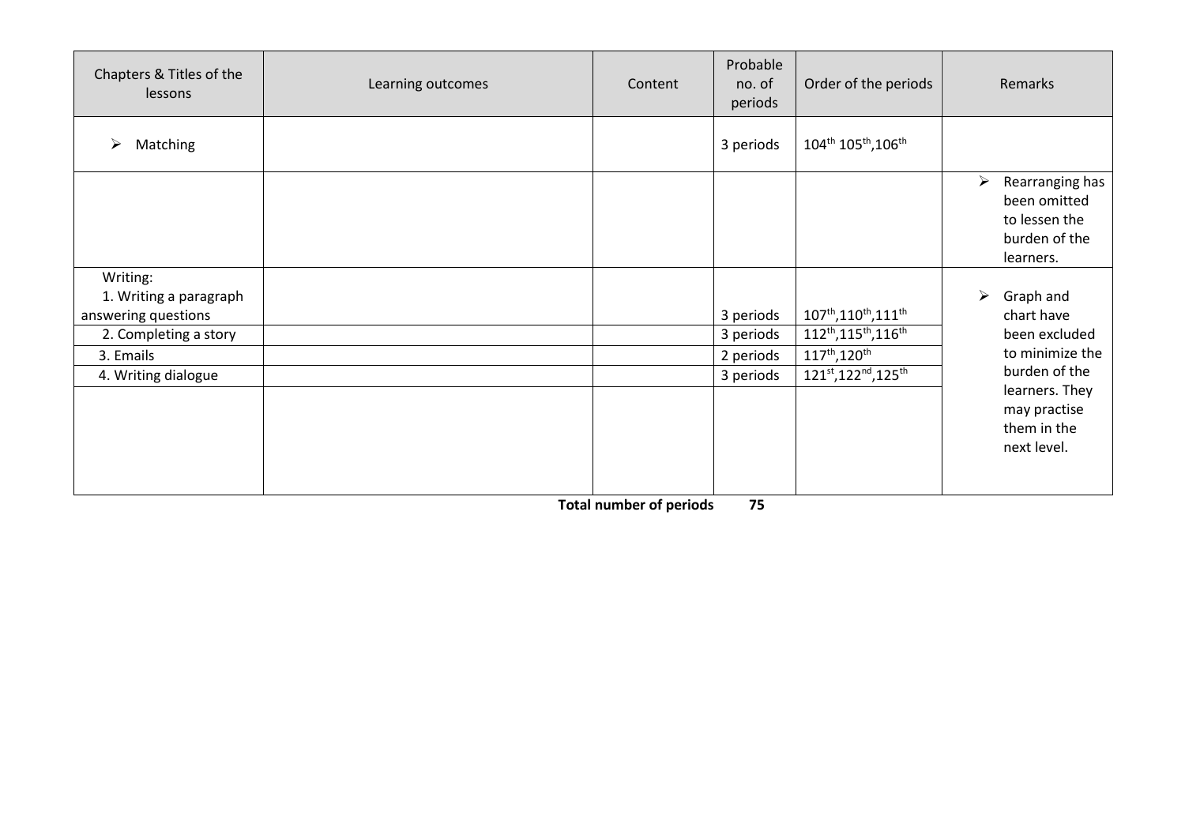| Chapters & Titles of the lessons | Learning outcomes | Content | Probable no. of periods | Order of the periods | Remarks |
|---|---|---|---|---|---|
| ➢ Matching | | | 3 periods | 104th 105th,106th | |
| | | | | | ➢ Rearranging has been omitted to lessen the burden of the learners. |
| Writing: 1. Writing a paragraph answering questions | | | 3 periods | 107th,110th,111th | ➢ Graph and chart have been excluded to minimize the burden of the learners. They may practise them in the next level. |
| 2. Completing a story | | | 3 periods | 112th,115th,116th | |
| 3. Emails | | | 2 periods | 117th,120th | |
| 4. Writing dialogue | | | 3 periods | 121st,122nd,125th | |
| | | | | | |

**Total number of periods 75**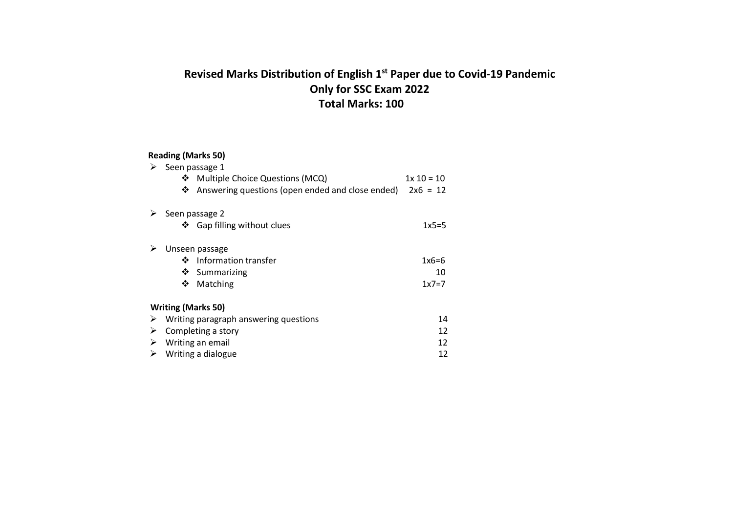# Revised Marks Distribution of English 1st Paper due to Covid-19 Pandemic
## Only for SSC Exam 2022
## Total Marks: 100

**Reading (Marks 50)**

- Seen passage 1
  - Multiple Choice Questions (MCQ) 1x 10 = 10
  - Answering questions (open ended and close ended) 2x6 = 12

- Seen passage 2
  - Gap filling without clues 1x5=5

- Unseen passage
  - Information transfer 1x6=6
  - Summarizing 10
  - Matching 1x7=7

**Writing (Marks 50)**

- Writing paragraph answering questions 14
- Completing a story 12
- Writing an email 12
- Writing a dialogue 12